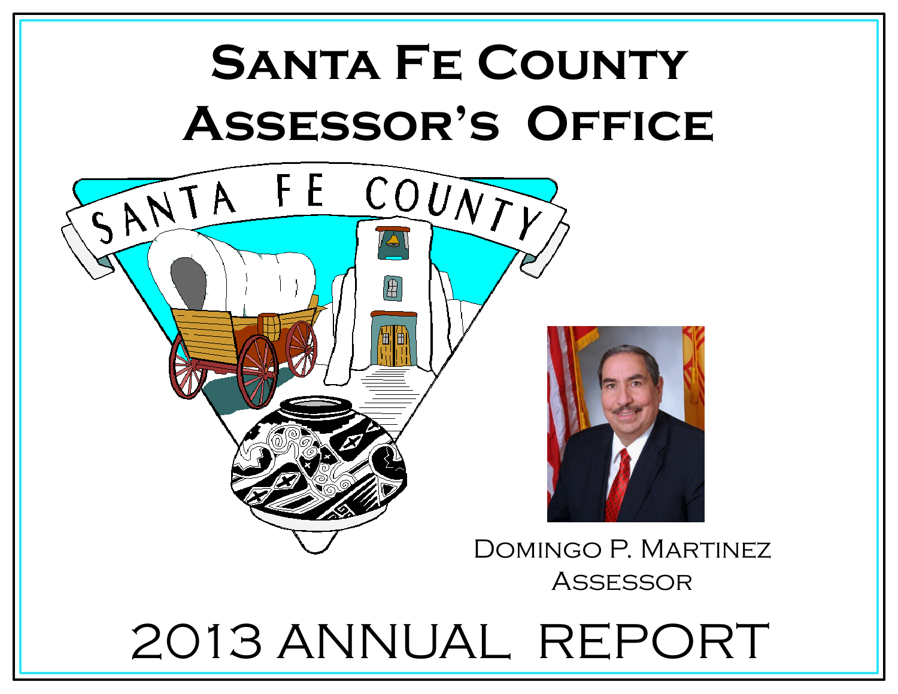# Santa Fe County Assessor's Office

Domingo P. Martinez
Assessor

# 2013 Annual Report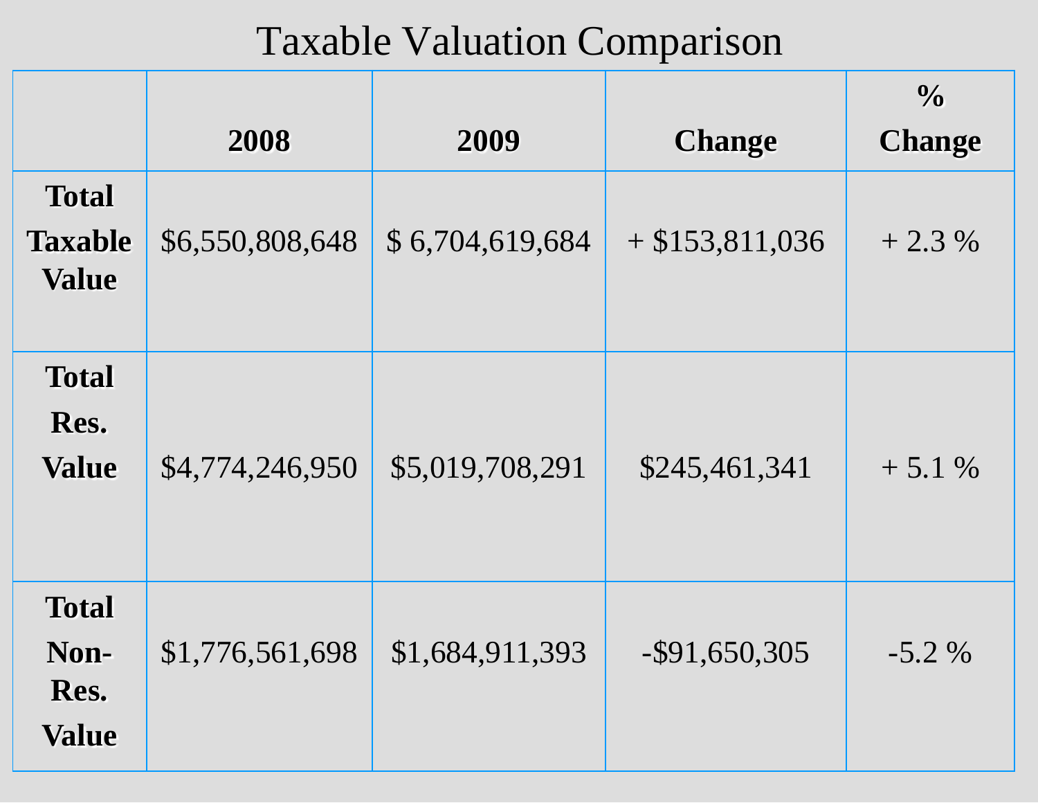# Taxable Valuation Comparison

| | 2008 | 2009 | Change | % Change |
|---|---|---|---|---|
| **Total Taxable Value** | $6,550,808,648 | $ 6,704,619,684 | + $153,811,036 | + 2.3 % |
| **Total Res. Value** | $4,774,246,950 | $5,019,708,291 | $245,461,341 | + 5.1 % |
| **Total Non-Res. Value** | $1,776,561,698 | $1,684,911,393 | -$91,650,305 | -5.2 % |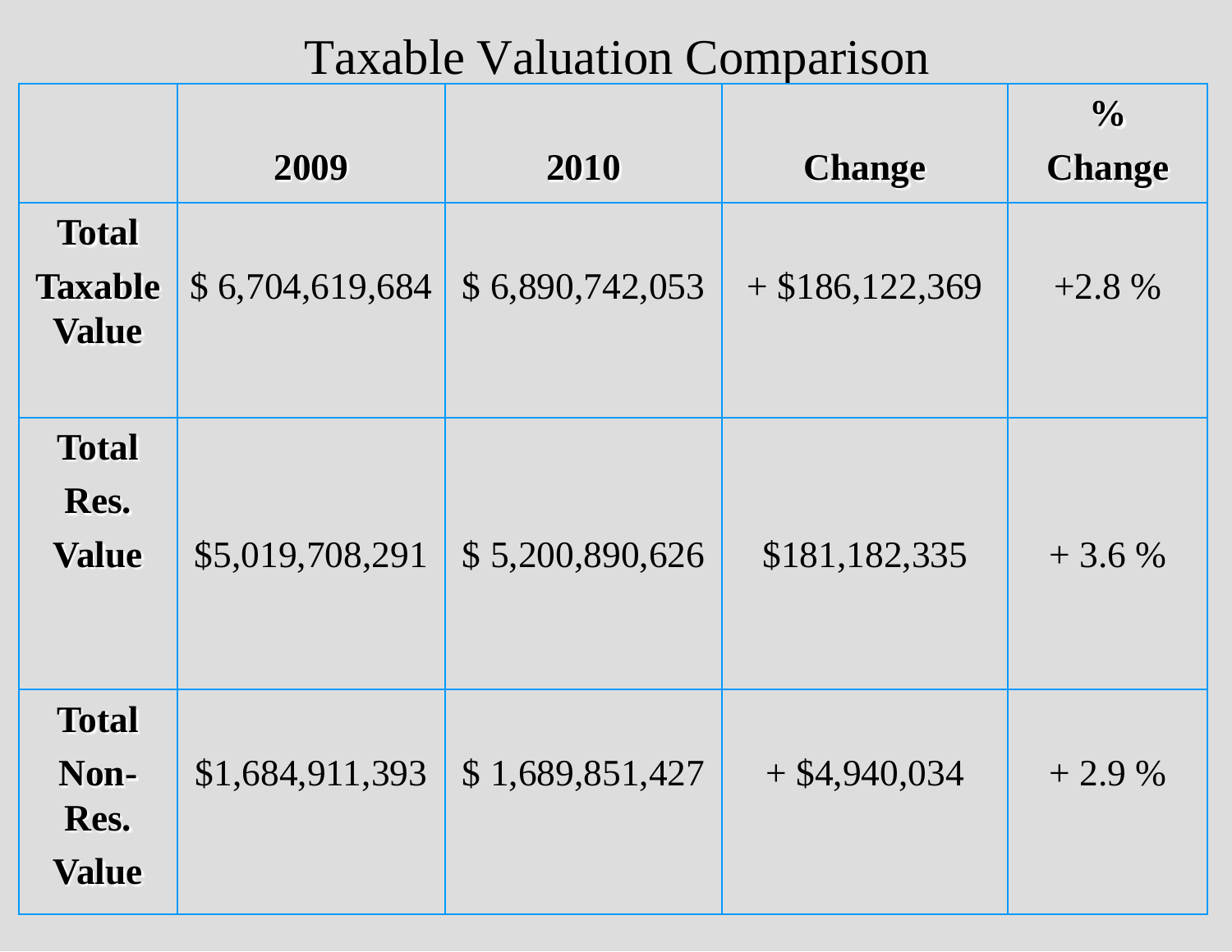# Taxable Valuation Comparison

| | 2009 | 2010 | Change | % Change |
|---|---|---|---|---|
| **Total Taxable Value** | $ 6,704,619,684 | $ 6,890,742,053 | + $186,122,369 | +2.8 % |
| **Total Res. Value** | $5,019,708,291 | $ 5,200,890,626 | $181,182,335 | + 3.6 % |
| **Total Non-Res. Value** | $1,684,911,393 | $ 1,689,851,427 | + $4,940,034 | + 2.9 % |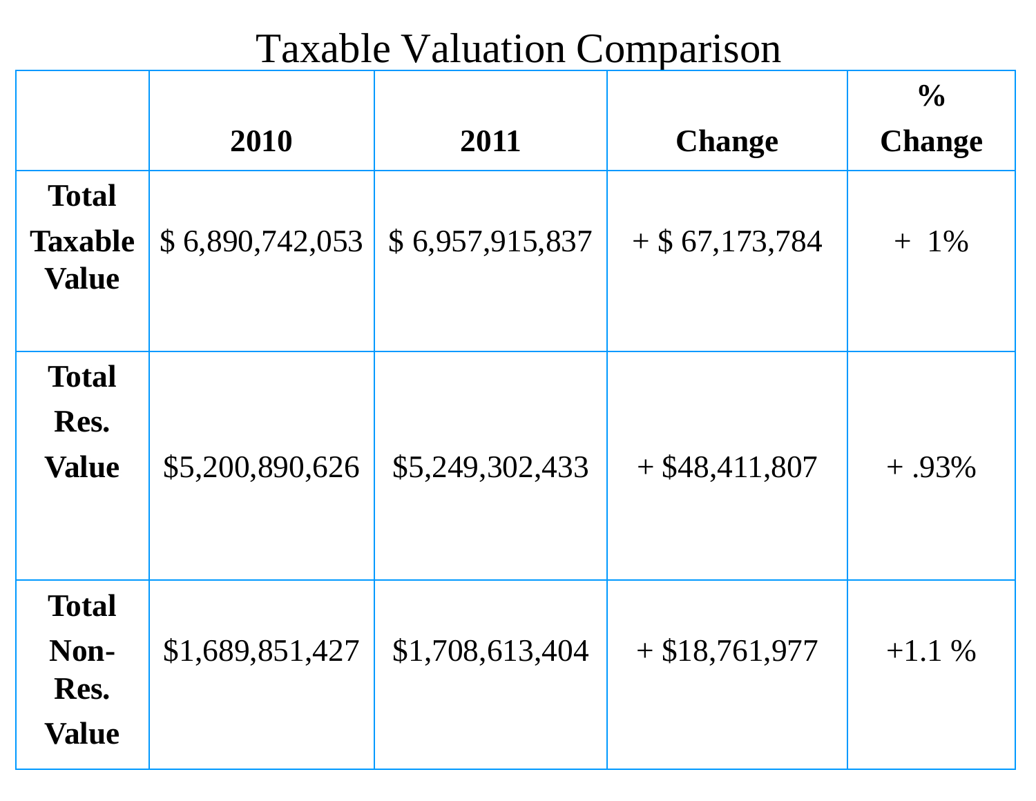# Taxable Valuation Comparison

| | 2010 | 2011 | Change | % Change |
|---|---|---|---|---|
| **Total Taxable Value** | $ 6,890,742,053 | $ 6,957,915,837 | + $ 67,173,784 | + 1% |
| **Total Res. Value** | $5,200,890,626 | $5,249,302,433 | + $48,411,807 | + .93% |
| **Total Non-Res. Value** | $1,689,851,427 | $1,708,613,404 | + $18,761,977 | +1.1 % |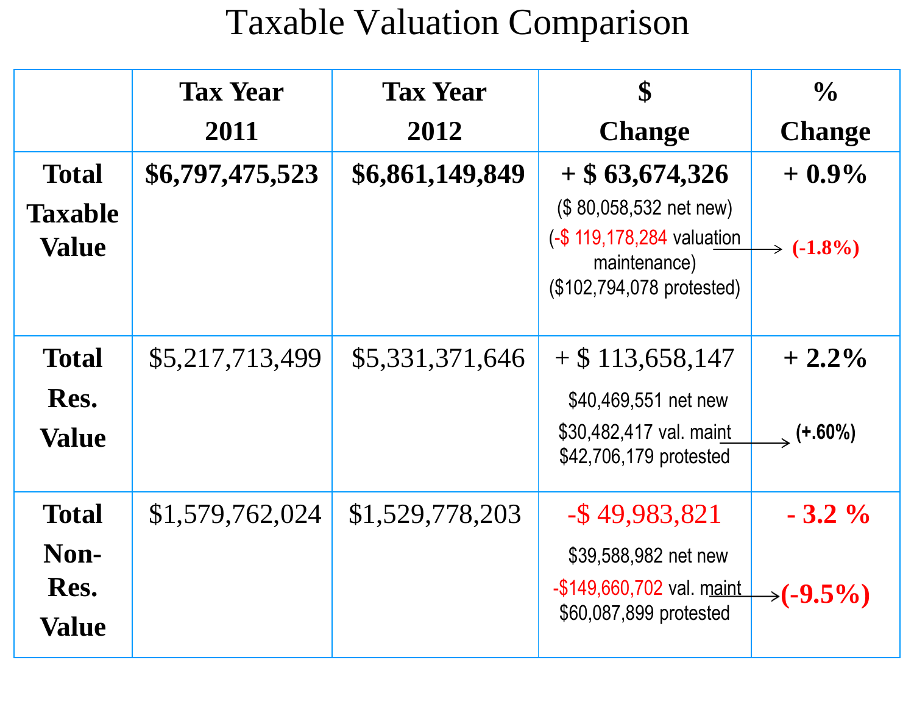# Taxable Valuation Comparison

| | Tax Year 2011 | Tax Year 2012 | $ Change | % Change |
|---|---|---|---|---|
| **Total Taxable Value** | **$6,797,475,523** | **$6,861,149,849** | **+ $ 63,674,326**<br>($ 80,058,532 net new)<br>(-$ 119,178,284 valuation maintenance)<br>($102,794,078 protested) | **+ 0.9%**<br>**(-1.8%)** |
| **Total Res. Value** | $5,217,713,499 | $5,331,371,646 | + $ 113,658,147<br>$40,469,551 net new<br>$30,482,417 val. maint<br>$42,706,179 protested | **+ 2.2%**<br>**(+.60%)** |
| **Total Non-Res. Value** | $1,579,762,024 | $1,529,778,203 | -$ 49,983,821<br>$39,588,982 net new<br>-$149,660,702 val. maint<br>$60,087,899 protested | **- 3.2 %**<br>**(-9.5%)** |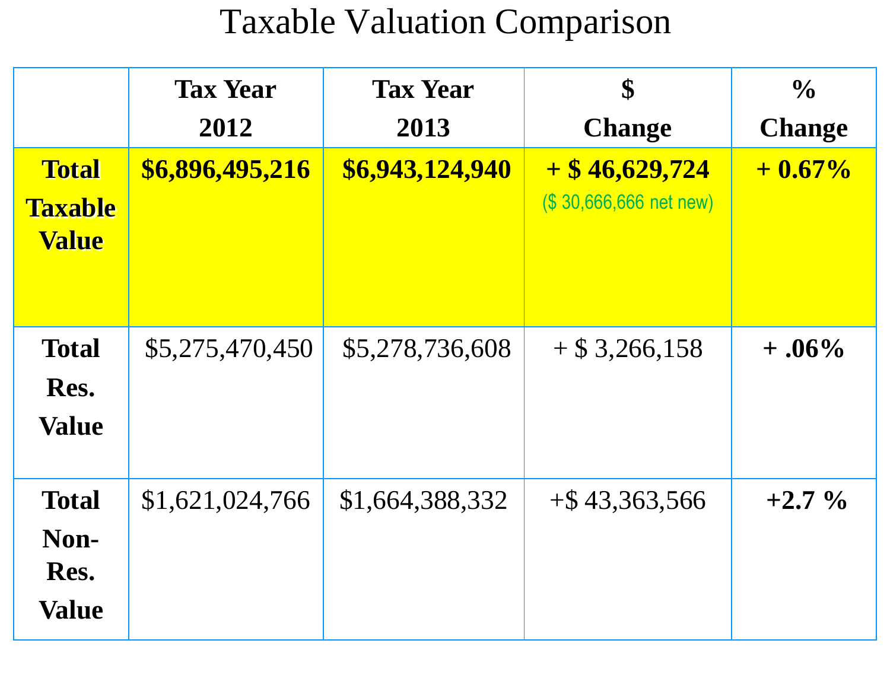# Taxable Valuation Comparison

| | Tax Year 2012 | Tax Year 2013 | $ Change | % Change |
|---|---|---|---|---|
| **Total Taxable Value** | **$6,896,495,216** | **$6,943,124,940** | **+ $ 46,629,724** ($ 30,666,666 net new) | **+ 0.67%** |
| **Total Res. Value** | $5,275,470,450 | $5,278,736,608 | + $ 3,266,158 | **+ .06%** |
| **Total Non-Res. Value** | $1,621,024,766 | $1,664,388,332 | +$ 43,363,566 | **+2.7 %** |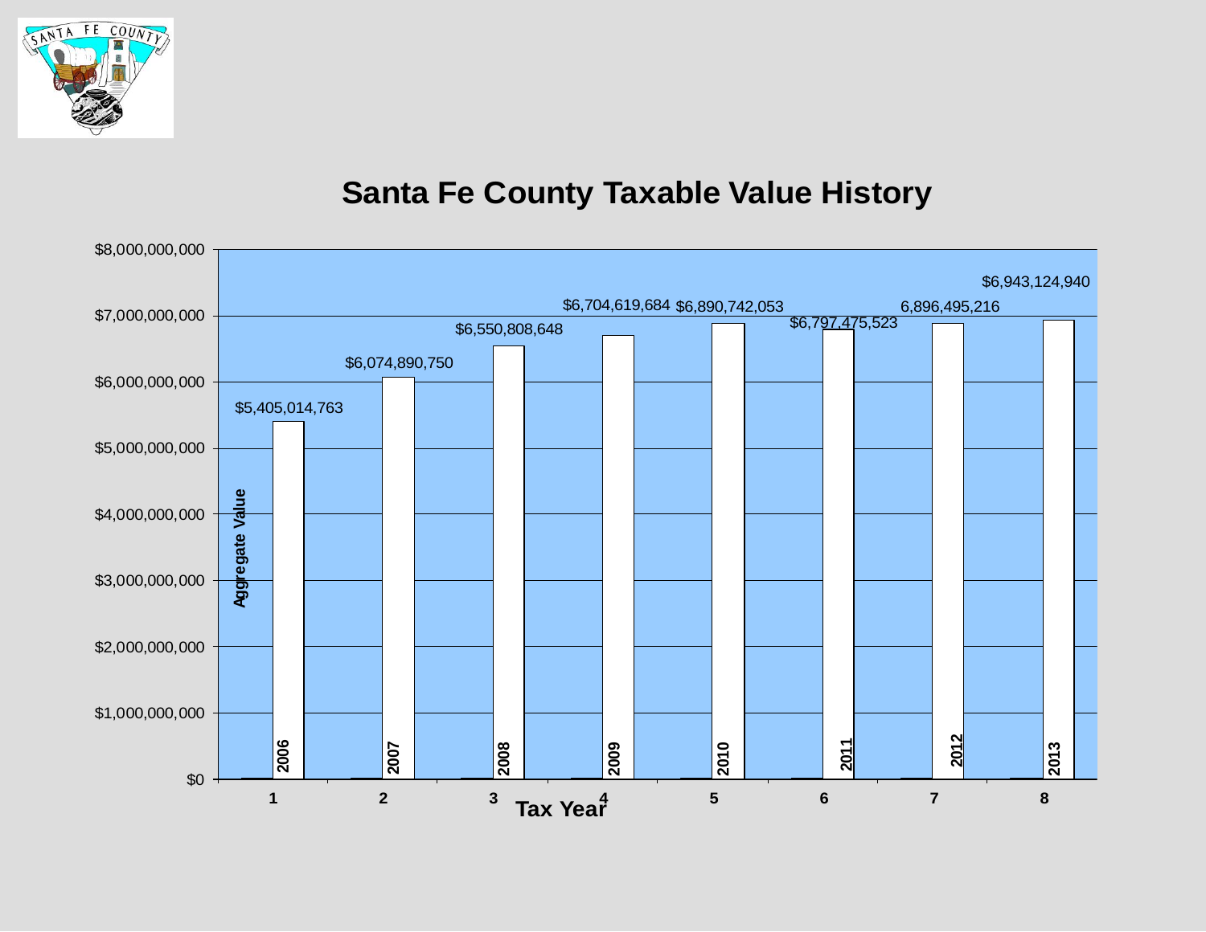# Santa Fe County Taxable Value History

| Tax Year | Year | Aggregate Value |
|---|---|---|
| 1 | 2006 | $5,405,014,763 |
| 2 | 2007 | $6,074,890,750 |
| 3 | 2008 | $6,550,808,648 |
| 4 | 2009 | $6,704,619,684 |
| 5 | 2010 | $6,890,742,053 |
| 6 | 2011 | $6,797,475,523 |
| 7 | 2012 | 6,896,495,216 |
| 8 | 2013 | $6,943,124,940 |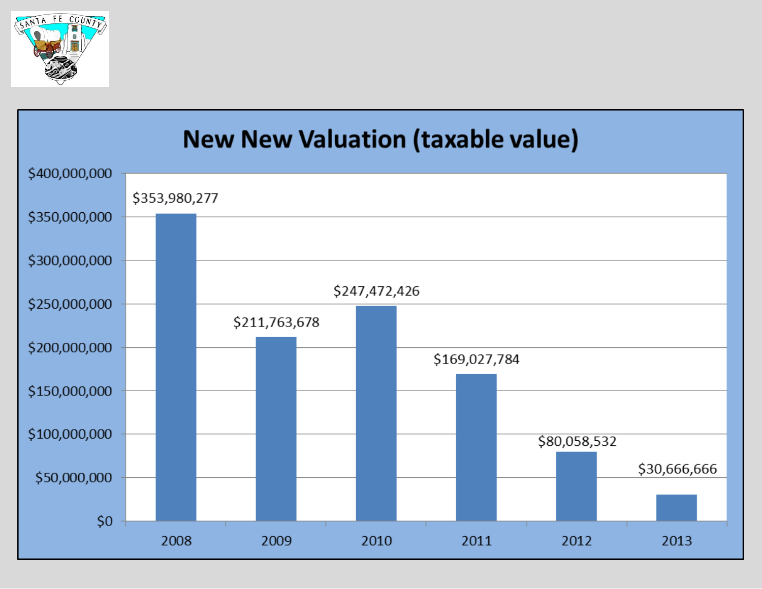# New New Valuation (taxable value)

| Year | New New Valuation (taxable value) |
| --- | --- |
| 2008 | $353,980,277 |
| 2009 | $211,763,678 |
| 2010 | $247,472,426 |
| 2011 | $169,027,784 |
| 2012 | $80,058,532 |
| 2013 | $30,666,666 |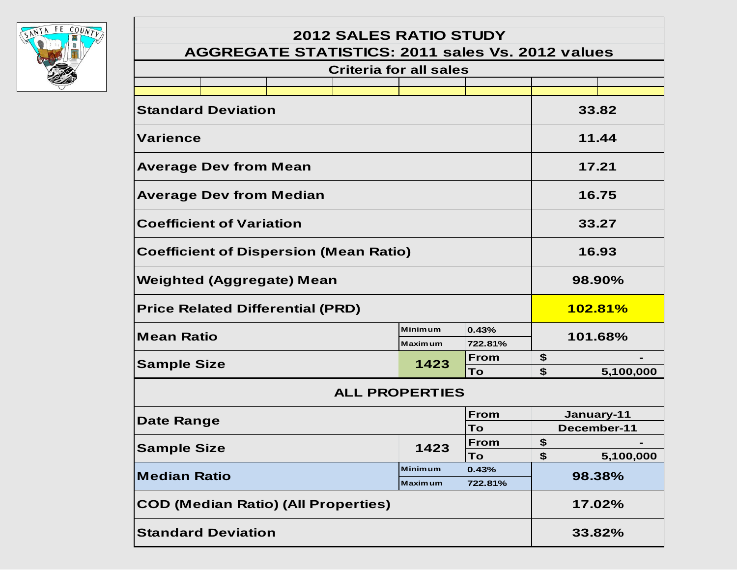# 2012 SALES RATIO STUDY

## AGGREGATE STATISTICS: 2011 sales Vs. 2012 values

### Criteria for all sales

| | | | | |
|---|---|---|---|---|
| **Standard Deviation** | | | | **33.82** |
| **Varience** | | | | **11.44** |
| **Average Dev from Mean** | | | | **17.21** |
| **Average Dev from Median** | | | | **16.75** |
| **Coefficient of Variation** | | | | **33.27** |
| **Coefficient of Dispersion (Mean Ratio)** | | | | **16.93** |
| **Weighted (Aggregate) Mean** | | | | **98.90%** |
| **Price Related Differential (PRD)** | | | | **102.81%** |
| **Mean Ratio** | Minimum | 0.43% | | **101.68%** |
| | Maximum | 722.81% | | |
| **Sample Size** | **1423** | From | $ | - |
| | | To | $ | 5,100,000 |

### ALL PROPERTIES

| | | | | |
|---|---|---|---|---|
| **Date Range** | | From | | January-11 |
| | | To | | December-11 |
| **Sample Size** | **1423** | From | $ | - |
| | | To | $ | 5,100,000 |
| **Median Ratio** | Minimum | 0.43% | | **98.38%** |
| | Maximum | 722.81% | | |
| **COD (Median Ratio) (All Properties)** | | | | **17.02%** |
| **Standard Deviation** | | | | **33.82%** |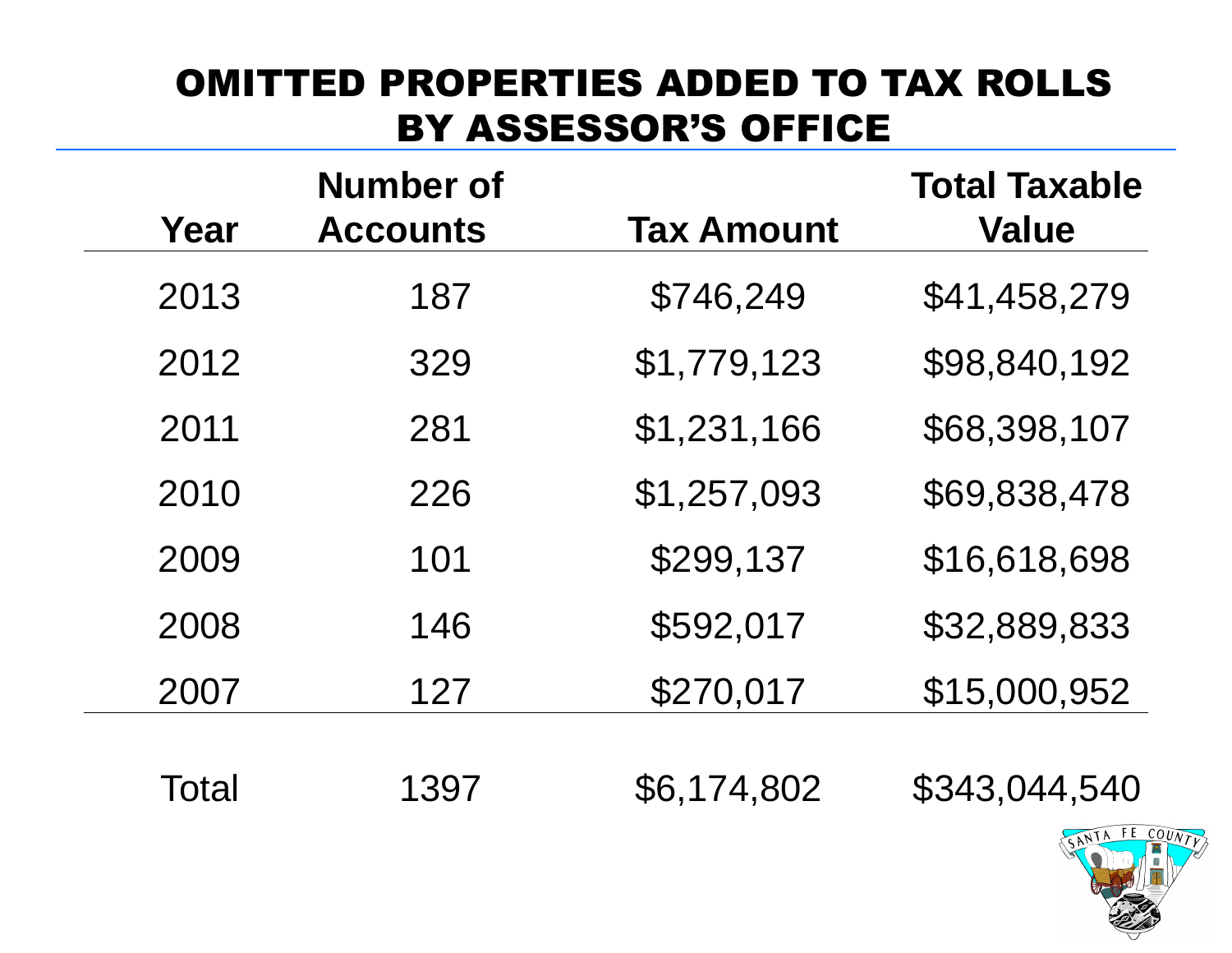# OMITTED PROPERTIES ADDED TO TAX ROLLS BY ASSESSOR'S OFFICE

| Year | Number of Accounts | Tax Amount | Total Taxable Value |
|---|---|---|---|
| 2013 | 187 | $746,249 | $41,458,279 |
| 2012 | 329 | $1,779,123 | $98,840,192 |
| 2011 | 281 | $1,231,166 | $68,398,107 |
| 2010 | 226 | $1,257,093 | $69,838,478 |
| 2009 | 101 | $299,137 | $16,618,698 |
| 2008 | 146 | $592,017 | $32,889,833 |
| 2007 | 127 | $270,017 | $15,000,952 |
| Total | 1397 | $6,174,802 | $343,044,540 |